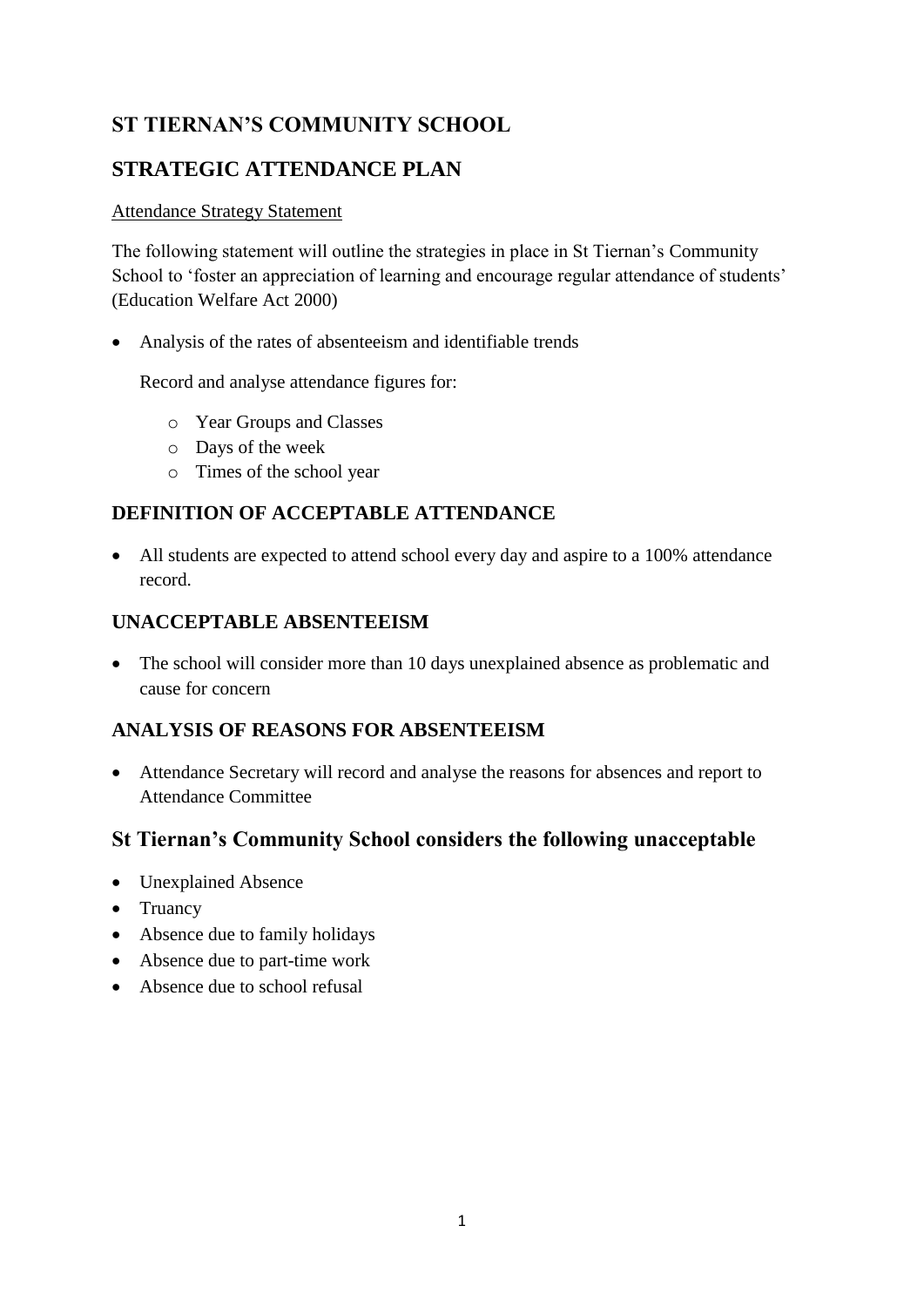# ST TIERNAN'S COMMUNITY SCHOOL

# STRATEGIC ATTENDANCE PLAN

Attendance Strategy Statement

The following statement will outline the strategies in place in St Tiernan's Community School to 'foster an appreciation of learning and encourage regular attendance of students' (Education Welfare Act 2000)

- Analysis of the rates of absenteeism and identifiable trends

  Record and analyse attendance figures for:

  - Year Groups and Classes
  - Days of the week
  - Times of the school year

## DEFINITION OF ACCEPTABLE ATTENDANCE

- All students are expected to attend school every day and aspire to a 100% attendance record.

## UNACCEPTABLE ABSENTEEISM

- The school will consider more than 10 days unexplained absence as problematic and cause for concern

## ANALYSIS OF REASONS FOR ABSENTEEISM

- Attendance Secretary will record and analyse the reasons for absences and report to Attendance Committee

## St Tiernan's Community School considers the following unacceptable

- Unexplained Absence
- Truancy
- Absence due to family holidays
- Absence due to part-time work
- Absence due to school refusal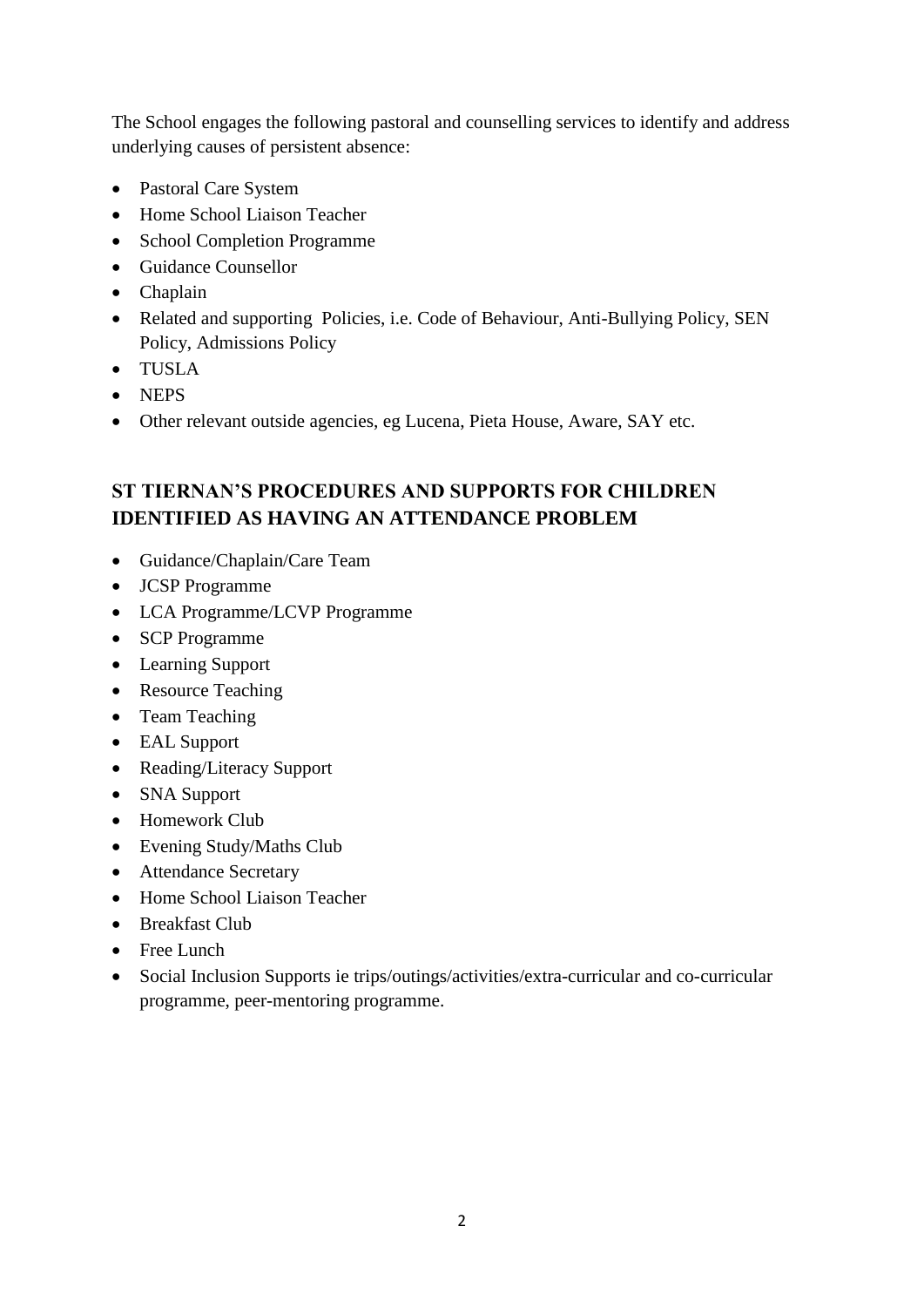The School engages the following pastoral and counselling services to identify and address underlying causes of persistent absence:

- Pastoral Care System
- Home School Liaison Teacher
- School Completion Programme
- Guidance Counsellor
- Chaplain
- Related and supporting Policies, i.e. Code of Behaviour, Anti-Bullying Policy, SEN Policy, Admissions Policy
- TUSLA
- NEPS
- Other relevant outside agencies, eg Lucena, Pieta House, Aware, SAY etc.

## ST TIERNAN'S PROCEDURES AND SUPPORTS FOR CHILDREN IDENTIFIED AS HAVING AN ATTENDANCE PROBLEM

- Guidance/Chaplain/Care Team
- JCSP Programme
- LCA Programme/LCVP Programme
- SCP Programme
- Learning Support
- Resource Teaching
- Team Teaching
- EAL Support
- Reading/Literacy Support
- SNA Support
- Homework Club
- Evening Study/Maths Club
- Attendance Secretary
- Home School Liaison Teacher
- Breakfast Club
- Free Lunch
- Social Inclusion Supports ie trips/outings/activities/extra-curricular and co-curricular programme, peer-mentoring programme.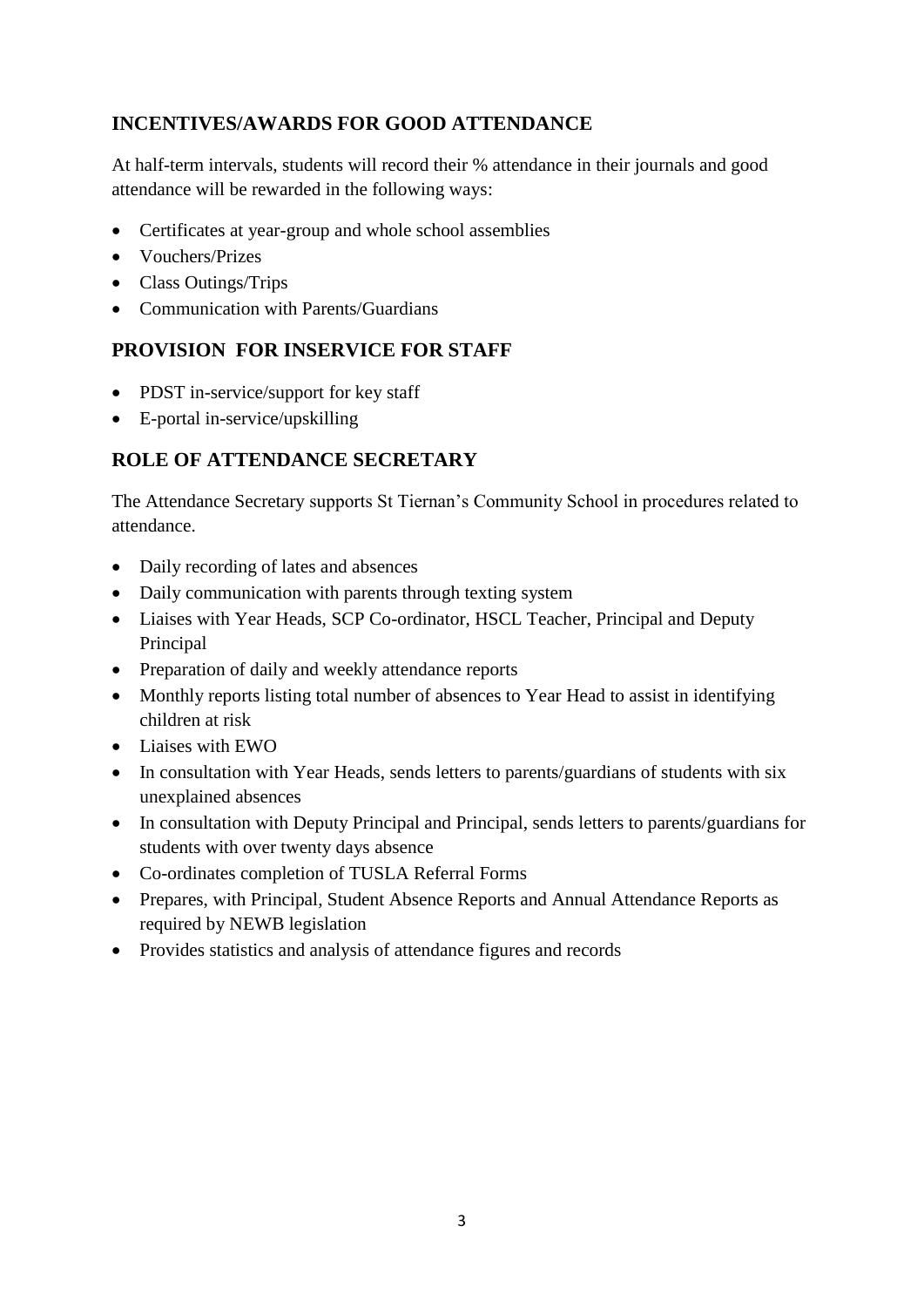## INCENTIVES/AWARDS FOR GOOD ATTENDANCE

At half-term intervals, students will record their % attendance in their journals and good attendance will be rewarded in the following ways:

- Certificates at year-group and whole school assemblies
- Vouchers/Prizes
- Class Outings/Trips
- Communication with Parents/Guardians

## PROVISION FOR INSERVICE FOR STAFF

- PDST in-service/support for key staff
- E-portal in-service/upskilling

## ROLE OF ATTENDANCE SECRETARY

The Attendance Secretary supports St Tiernan's Community School in procedures related to attendance.

- Daily recording of lates and absences
- Daily communication with parents through texting system
- Liaises with Year Heads, SCP Co-ordinator, HSCL Teacher, Principal and Deputy Principal
- Preparation of daily and weekly attendance reports
- Monthly reports listing total number of absences to Year Head to assist in identifying children at risk
- Liaises with EWO
- In consultation with Year Heads, sends letters to parents/guardians of students with six unexplained absences
- In consultation with Deputy Principal and Principal, sends letters to parents/guardians for students with over twenty days absence
- Co-ordinates completion of TUSLA Referral Forms
- Prepares, with Principal, Student Absence Reports and Annual Attendance Reports as required by NEWB legislation
- Provides statistics and analysis of attendance figures and records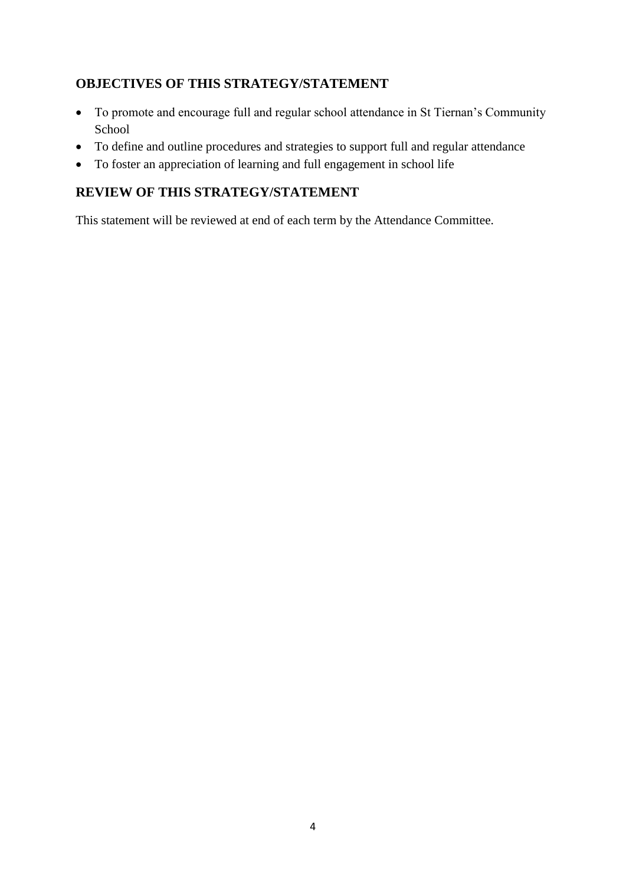## OBJECTIVES OF THIS STRATEGY/STATEMENT

- To promote and encourage full and regular school attendance in St Tiernan's Community School
- To define and outline procedures and strategies to support full and regular attendance
- To foster an appreciation of learning and full engagement in school life

## REVIEW OF THIS STRATEGY/STATEMENT

This statement will be reviewed at end of each term by the Attendance Committee.